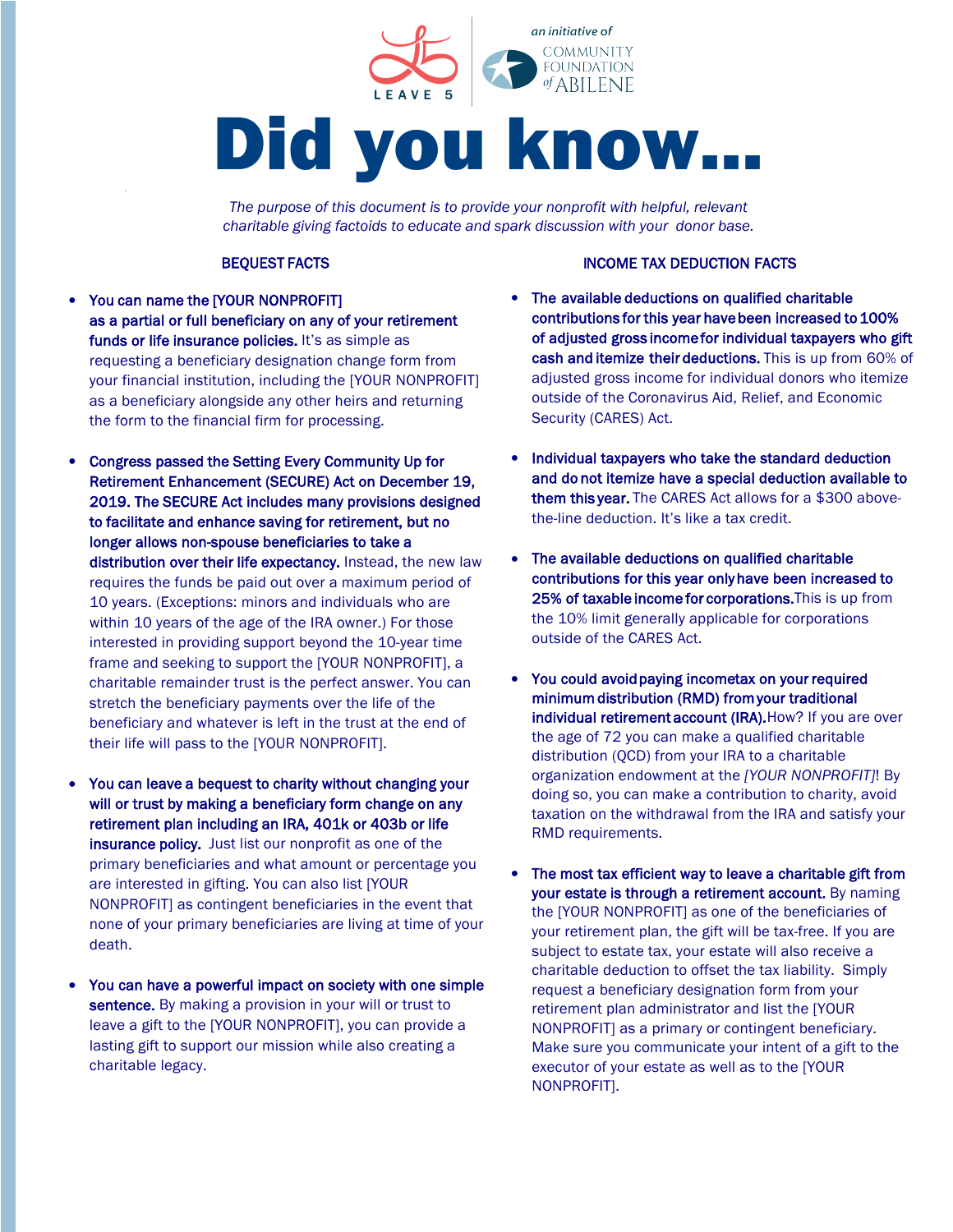LEAVE 5 | an initiative of COMMUNITY FOUNDATION of ABILENE

# Did you know…

*The purpose of this document is to provide your nonprofit with helpful, relevant charitable giving factoids to educate and spark discussion with your donor base.*

## BEQUEST FACTS

- **You can name the [YOUR NONPROFIT] as a partial or full beneficiary on any of your retirement funds or life insurance policies.** It's as simple as requesting a beneficiary designation change form from your financial institution, including the [YOUR NONPROFIT] as a beneficiary alongside any other heirs and returning the form to the financial firm for processing.

- **Congress passed the Setting Every Community Up for Retirement Enhancement (SECURE) Act on December 19, 2019. The SECURE Act includes many provisions designed to facilitate and enhance saving for retirement, but no longer allows non-spouse beneficiaries to take a distribution over their life expectancy.** Instead, the new law requires the funds be paid out over a maximum period of 10 years. (Exceptions: minors and individuals who are within 10 years of the age of the IRA owner.) For those interested in providing support beyond the 10-year time frame and seeking to support the [YOUR NONPROFIT], a charitable remainder trust is the perfect answer. You can stretch the beneficiary payments over the life of the beneficiary and whatever is left in the trust at the end of their life will pass to the [YOUR NONPROFIT].

- **You can leave a bequest to charity without changing your will or trust by making a beneficiary form change on any retirement plan including an IRA, 401k or 403b or life insurance policy.** Just list our nonprofit as one of the primary beneficiaries and what amount or percentage you are interested in gifting. You can also list [YOUR NONPROFIT] as contingent beneficiaries in the event that none of your primary beneficiaries are living at time of your death.

- **You can have a powerful impact on society with one simple sentence.** By making a provision in your will or trust to leave a gift to the [YOUR NONPROFIT], you can provide a lasting gift to support our mission while also creating a charitable legacy.

## INCOME TAX DEDUCTION FACTS

- **The available deductions on qualified charitable contributions for this year have been increased to 100% of adjusted gross income for individual taxpayers who gift cash and itemize their deductions.** This is up from 60% of adjusted gross income for individual donors who itemize outside of the Coronavirus Aid, Relief, and Economic Security (CARES) Act.

- **Individual taxpayers who take the standard deduction and do not itemize have a special deduction available to them this year.** The CARES Act allows for a $300 above-the-line deduction. It's like a tax credit.

- **The available deductions on qualified charitable contributions for this year only have been increased to 25% of taxable income for corporations.** This is up from the 10% limit generally applicable for corporations outside of the CARES Act.

- **You could avoid paying income tax on your required minimum distribution (RMD) from your traditional individual retirement account (IRA).** How? If you are over the age of 72 you can make a qualified charitable distribution (QCD) from your IRA to a charitable organization endowment at the *[YOUR NONPROFIT]*! By doing so, you can make a contribution to charity, avoid taxation on the withdrawal from the IRA and satisfy your RMD requirements.

- **The most tax efficient way to leave a charitable gift from your estate is through a retirement account.** By naming the [YOUR NONPROFIT] as one of the beneficiaries of your retirement plan, the gift will be tax-free. If you are subject to estate tax, your estate will also receive a charitable deduction to offset the tax liability. Simply request a beneficiary designation form from your retirement plan administrator and list the [YOUR NONPROFIT] as a primary or contingent beneficiary. Make sure you communicate your intent of a gift to the executor of your estate as well as to the [YOUR NONPROFIT].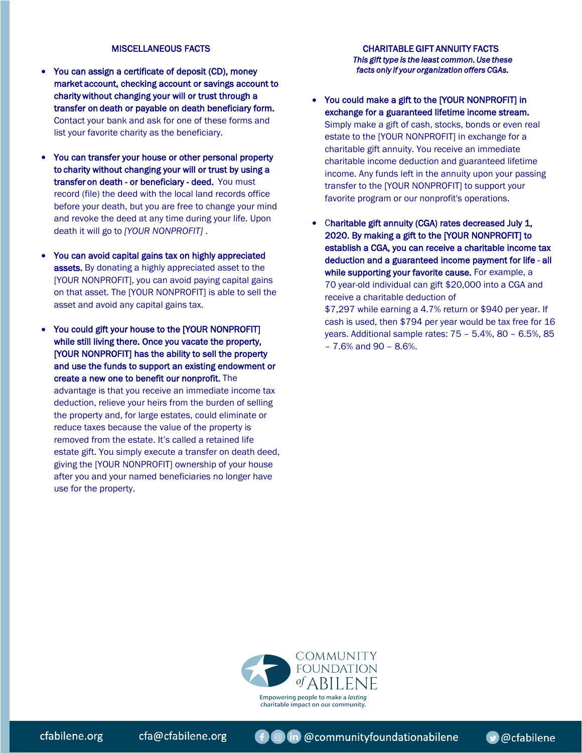## MISCELLANEOUS FACTS

- **You can assign a certificate of deposit (CD), money market account, checking account or savings account to charity without changing your will or trust through a transfer on death or payable on death beneficiary form.** Contact your bank and ask for one of these forms and list your favorite charity as the beneficiary.

- **You can transfer your house or other personal property to charity without changing your will or trust by using a transfer on death - or beneficiary - deed.** You must record (file) the deed with the local land records office before your death, but you are free to change your mind and revoke the deed at any time during your life. Upon death it will go to *[YOUR NONPROFIT]* .

- **You can avoid capital gains tax on highly appreciated assets.** By donating a highly appreciated asset to the [YOUR NONPROFIT], you can avoid paying capital gains on that asset. The [YOUR NONPROFIT] is able to sell the asset and avoid any capital gains tax.

- **You could gift your house to the [YOUR NONPROFIT] while still living there. Once you vacate the property, [YOUR NONPROFIT] has the ability to sell the property and use the funds to support an existing endowment or create a new one to benefit our nonprofit.** The advantage is that you receive an immediate income tax deduction, relieve your heirs from the burden of selling the property and, for large estates, could eliminate or reduce taxes because the value of the property is removed from the estate. It's called a retained life estate gift. You simply execute a transfer on death deed, giving the [YOUR NONPROFIT] ownership of your house after you and your named beneficiaries no longer have use for the property.

## CHARITABLE GIFT ANNUITY FACTS

***This gift type is the least common. Use these facts only if your organization offers CGAs.***

- **You could make a gift to the [YOUR NONPROFIT] in exchange for a guaranteed lifetime income stream.** Simply make a gift of cash, stocks, bonds or even real estate to the [YOUR NONPROFIT] in exchange for a charitable gift annuity. You receive an immediate charitable income deduction and guaranteed lifetime income. Any funds left in the annuity upon your passing transfer to the [YOUR NONPROFIT] to support your favorite program or our nonprofit's operations.

- **Charitable gift annuity (CGA) rates decreased July 1, 2020. By making a gift to the [YOUR NONPROFIT] to establish a CGA, you can receive a charitable income tax deduction and a guaranteed income payment for life - all while supporting your favorite cause.** For example, a 70 year-old individual can gift $20,000 into a CGA and receive a charitable deduction of $7,297 while earning a 4.7% return or $940 per year. If cash is used, then $794 per year would be tax free for 16 years. Additional sample rates: 75 – 5.4%, 80 – 6.5%, 85 – 7.6% and 90 – 8.6%.

COMMUNITY FOUNDATION *of* ABILENE

Empowering people to make a *lasting* charitable impact on our community.

cfabilene.org cfa@cfabilene.org @communityfoundationabilene @cfabilene